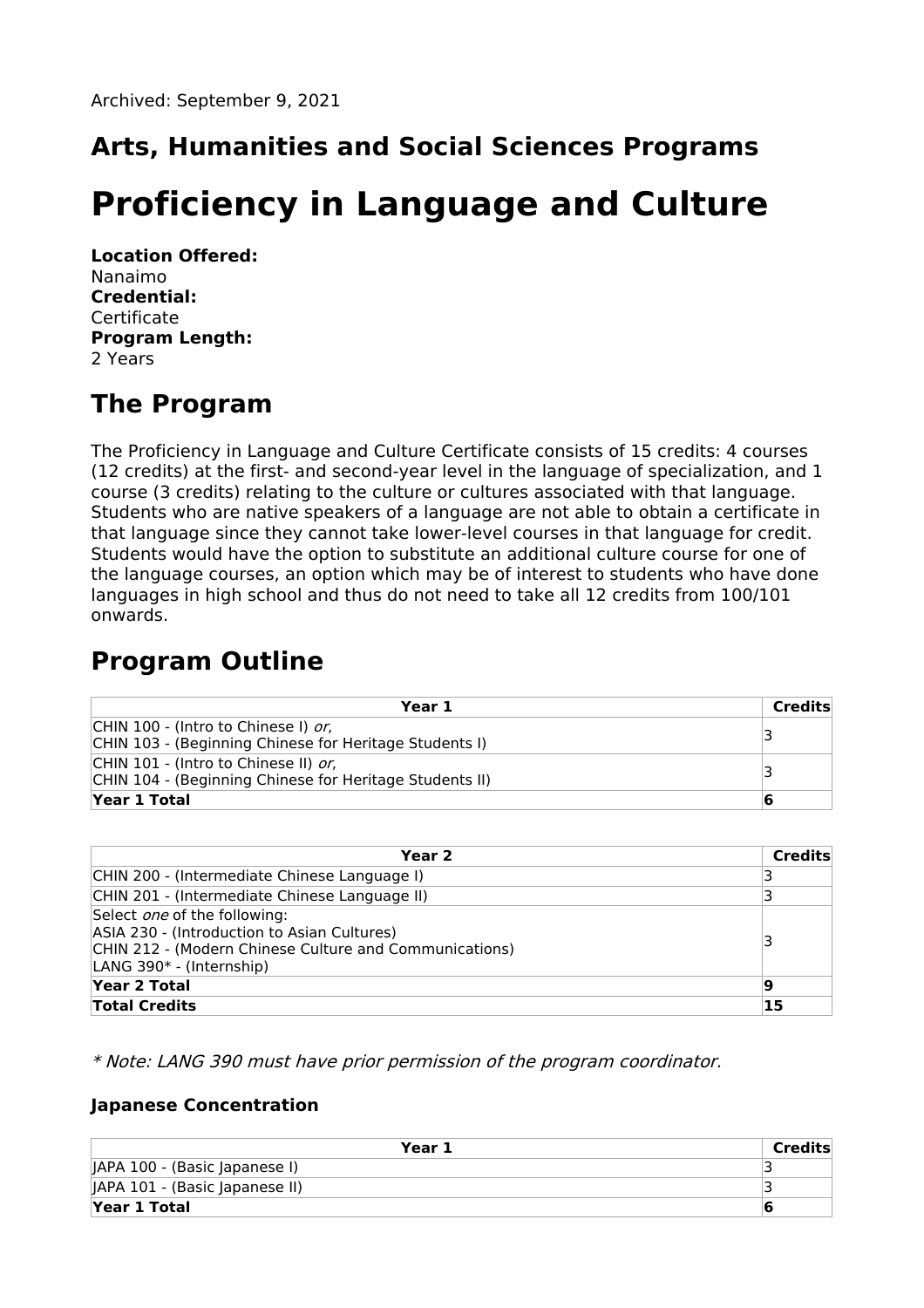Archived: September 9, 2021

## Arts, Humanities and Social Sciences Programs

# Proficiency in Language and Culture

**Location Offered:**
Nanaimo
**Credential:**
Certificate
**Program Length:**
2 Years

## The Program

The Proficiency in Language and Culture Certificate consists of 15 credits: 4 courses (12 credits) at the first- and second-year level in the language of specialization, and 1 course (3 credits) relating to the culture or cultures associated with that language. Students who are native speakers of a language are not able to obtain a certificate in that language since they cannot take lower-level courses in that language for credit. Students would have the option to substitute an additional culture course for one of the language courses, an option which may be of interest to students who have done languages in high school and thus do not need to take all 12 credits from 100/101 onwards.

## Program Outline

| Year 1 | Credits |
|---|---|
| CHIN 100 - (Intro to Chinese I) *or*,<br>CHIN 103 - (Beginning Chinese for Heritage Students I) | 3 |
| CHIN 101 - (Intro to Chinese II) *or*,<br>CHIN 104 - (Beginning Chinese for Heritage Students II) | 3 |
| **Year 1 Total** | **6** |

| Year 2 | Credits |
|---|---|
| CHIN 200 - (Intermediate Chinese Language I) | 3 |
| CHIN 201 - (Intermediate Chinese Language II) | 3 |
| Select *one* of the following:<br>ASIA 230 - (Introduction to Asian Cultures)<br>CHIN 212 - (Modern Chinese Culture and Communications)<br>LANG 390* - (Internship) | 3 |
| **Year 2 Total** | **9** |
| **Total Credits** | **15** |

*\* Note: LANG 390 must have prior permission of the program coordinator.*

### Japanese Concentration

| Year 1 | Credits |
|---|---|
| JAPA 100 - (Basic Japanese I) | 3 |
| JAPA 101 - (Basic Japanese II) | 3 |
| **Year 1 Total** | **6** |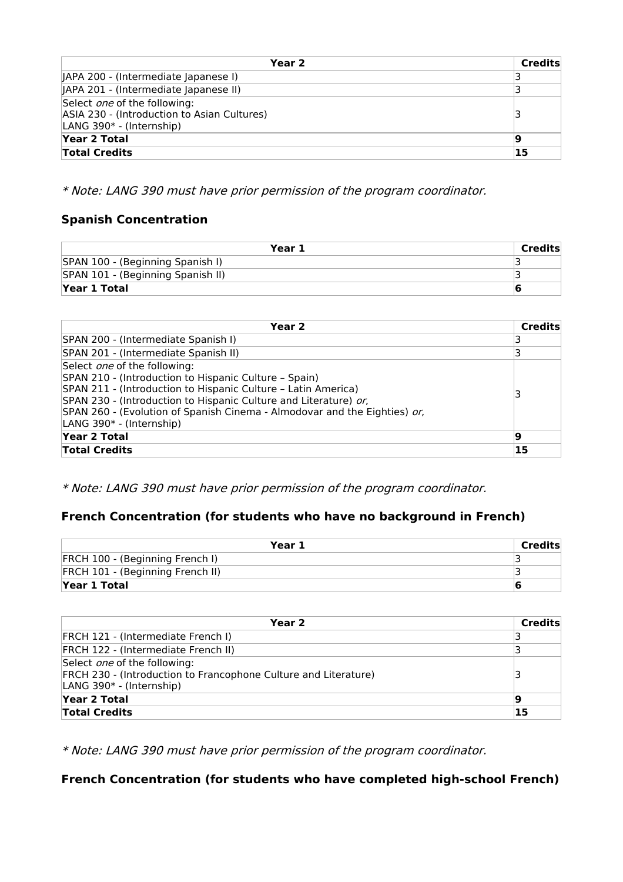| Year 2 | Credits |
|---|---|
| JAPA 200 - (Intermediate Japanese I) | 3 |
| JAPA 201 - (Intermediate Japanese II) | 3 |
| Select *one* of the following:<br>ASIA 230 - (Introduction to Asian Cultures)<br>LANG 390* - (Internship) | 3 |
| **Year 2 Total** | **9** |
| **Total Credits** | **15** |

*\* Note: LANG 390 must have prior permission of the program coordinator.*

### Spanish Concentration

| Year 1 | Credits |
|---|---|
| SPAN 100 - (Beginning Spanish I) | 3 |
| SPAN 101 - (Beginning Spanish II) | 3 |
| **Year 1 Total** | **6** |

| Year 2 | Credits |
|---|---|
| SPAN 200 - (Intermediate Spanish I) | 3 |
| SPAN 201 - (Intermediate Spanish II) | 3 |
| Select *one* of the following:<br>SPAN 210 - (Introduction to Hispanic Culture – Spain)<br>SPAN 211 - (Introduction to Hispanic Culture – Latin America)<br>SPAN 230 - (Introduction to Hispanic Culture and Literature) *or*,<br>SPAN 260 - (Evolution of Spanish Cinema - Almodovar and the Eighties) *or*,<br>LANG 390* - (Internship) | 3 |
| **Year 2 Total** | **9** |
| **Total Credits** | **15** |

*\* Note: LANG 390 must have prior permission of the program coordinator.*

### French Concentration (for students who have no background in French)

| Year 1 | Credits |
|---|---|
| FRCH 100 - (Beginning French I) | 3 |
| FRCH 101 - (Beginning French II) | 3 |
| **Year 1 Total** | **6** |

| Year 2 | Credits |
|---|---|
| FRCH 121 - (Intermediate French I) | 3 |
| FRCH 122 - (Intermediate French II) | 3 |
| Select *one* of the following:<br>FRCH 230 - (Introduction to Francophone Culture and Literature)<br>LANG 390* - (Internship) | 3 |
| **Year 2 Total** | **9** |
| **Total Credits** | **15** |

*\* Note: LANG 390 must have prior permission of the program coordinator.*

### French Concentration (for students who have completed high-school French)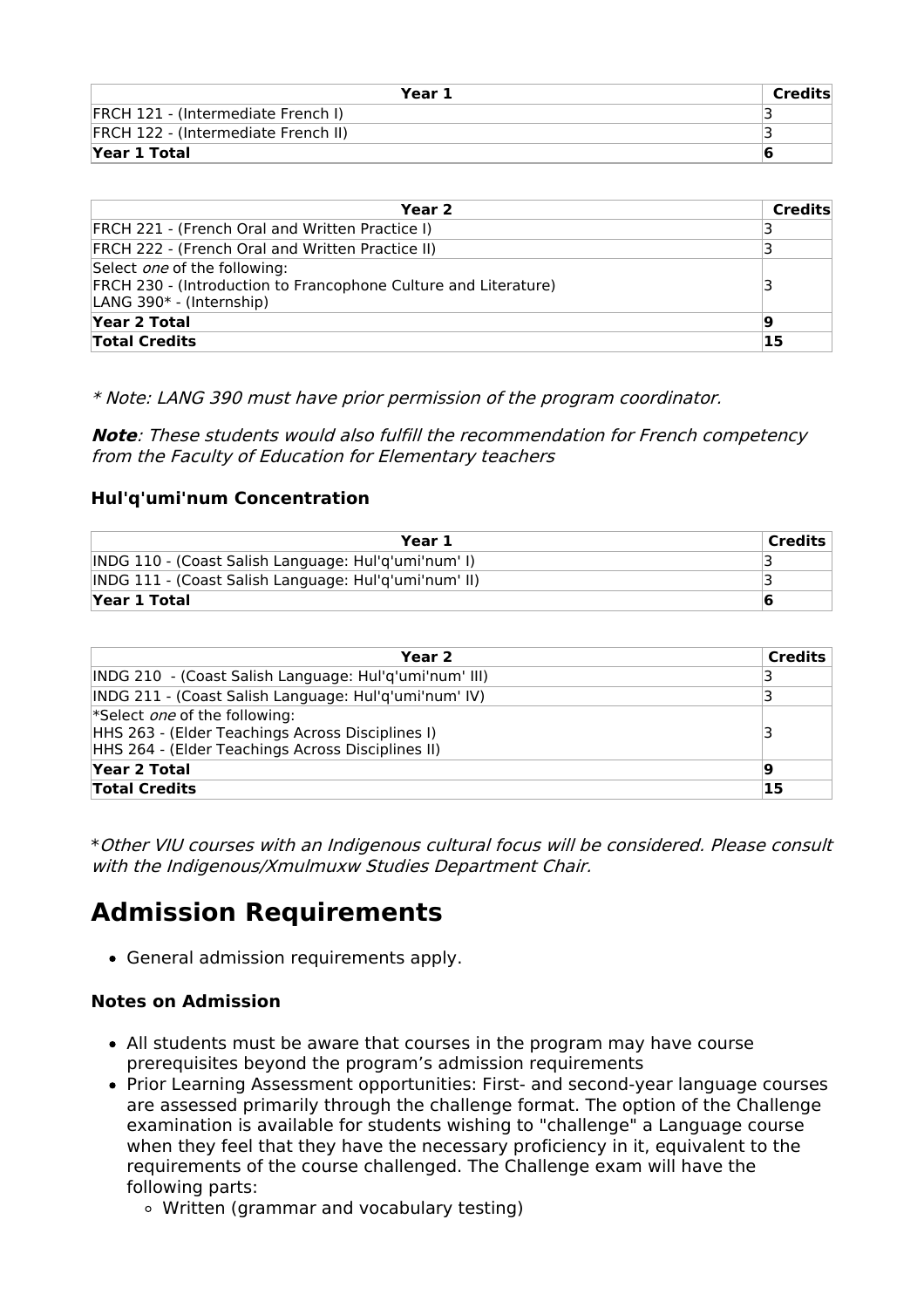| Year 1 | Credits |
|---|---|
| FRCH 121 - (Intermediate French I) | 3 |
| FRCH 122 - (Intermediate French II) | 3 |
| **Year 1 Total** | **6** |

| Year 2 | Credits |
|---|---|
| FRCH 221 - (French Oral and Written Practice I) | 3 |
| FRCH 222 - (French Oral and Written Practice II) | 3 |
| Select *one* of the following:<br>FRCH 230 - (Introduction to Francophone Culture and Literature)<br>LANG 390* - (Internship) | 3 |
| **Year 2 Total** | **9** |
| **Total Credits** | **15** |

*\* Note: LANG 390 must have prior permission of the program coordinator.*

***Note**: These students would also fulfill the recommendation for French competency from the Faculty of Education for Elementary teachers*

### Hul'q'umi'num Concentration

| Year 1 | Credits |
|---|---|
| INDG 110 - (Coast Salish Language: Hul'q'umi'num' I) | 3 |
| INDG 111 - (Coast Salish Language: Hul'q'umi'num' II) | 3 |
| **Year 1 Total** | **6** |

| Year 2 | Credits |
|---|---|
| INDG 210 - (Coast Salish Language: Hul'q'umi'num' III) | 3 |
| INDG 211 - (Coast Salish Language: Hul'q'umi'num' IV) | 3 |
| *Select *one* of the following:<br>HHS 263 - (Elder Teachings Across Disciplines I)<br>HHS 264 - (Elder Teachings Across Disciplines II) | 3 |
| **Year 2 Total** | **9** |
| **Total Credits** | **15** |

\**Other VIU courses with an Indigenous cultural focus will be considered. Please consult with the Indigenous/Xmulmuxw Studies Department Chair.*

# Admission Requirements

- General admission requirements apply.

### Notes on Admission

- All students must be aware that courses in the program may have course prerequisites beyond the program's admission requirements
- Prior Learning Assessment opportunities: First- and second-year language courses are assessed primarily through the challenge format. The option of the Challenge examination is available for students wishing to "challenge" a Language course when they feel that they have the necessary proficiency in it, equivalent to the requirements of the course challenged. The Challenge exam will have the following parts:
  - Written (grammar and vocabulary testing)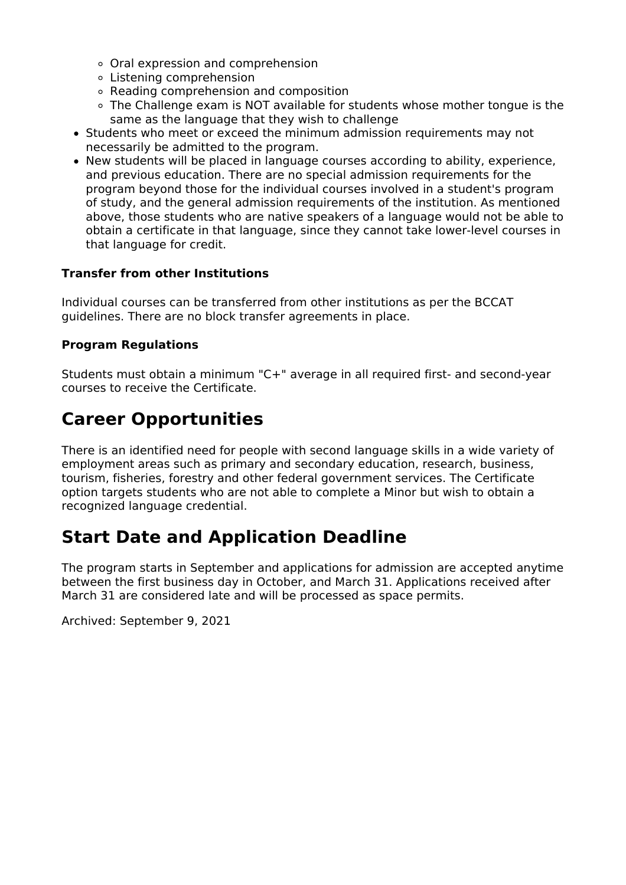- Oral expression and comprehension
  - Listening comprehension
  - Reading comprehension and composition
  - The Challenge exam is NOT available for students whose mother tongue is the same as the language that they wish to challenge
- Students who meet or exceed the minimum admission requirements may not necessarily be admitted to the program.
- New students will be placed in language courses according to ability, experience, and previous education. There are no special admission requirements for the program beyond those for the individual courses involved in a student's program of study, and the general admission requirements of the institution. As mentioned above, those students who are native speakers of a language would not be able to obtain a certificate in that language, since they cannot take lower-level courses in that language for credit.

**Transfer from other Institutions**

Individual courses can be transferred from other institutions as per the BCCAT guidelines. There are no block transfer agreements in place.

**Program Regulations**

Students must obtain a minimum "C+" average in all required first- and second-year courses to receive the Certificate.

## Career Opportunities

There is an identified need for people with second language skills in a wide variety of employment areas such as primary and secondary education, research, business, tourism, fisheries, forestry and other federal government services. The Certificate option targets students who are not able to complete a Minor but wish to obtain a recognized language credential.

## Start Date and Application Deadline

The program starts in September and applications for admission are accepted anytime between the first business day in October, and March 31. Applications received after March 31 are considered late and will be processed as space permits.

Archived: September 9, 2021